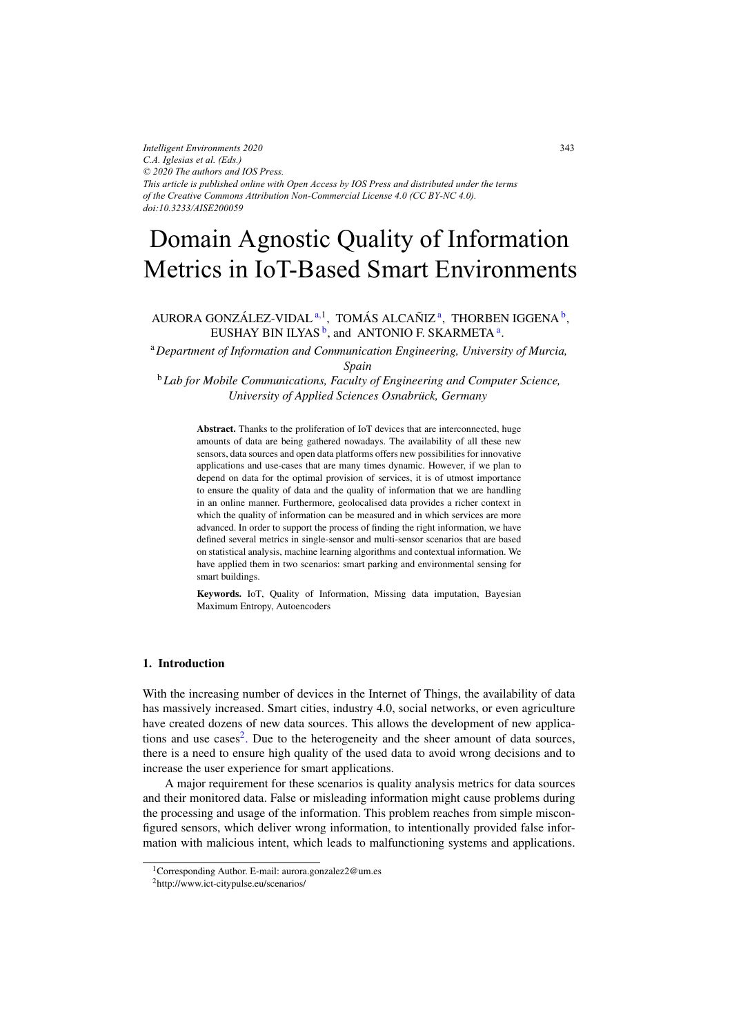*Intelligent Environments 2020*
*C.A. Iglesias et al. (Eds.)*
*© 2020 The authors and IOS Press.*
*This article is published online with Open Access by IOS Press and distributed under the terms of the Creative Commons Attribution Non-Commercial License 4.0 (CC BY-NC 4.0).*
*doi:10.3233/AISE200059*

# Domain Agnostic Quality of Information Metrics in IoT-Based Smart Environments

AURORA GONZÁLEZ-VIDAL [a,1], TOMÁS ALCAÑIZ [a], THORBEN IGGENA [b], EUSHAY BIN ILYAS [b], and ANTONIO F. SKARMETA [a].

[a] *Department of Information and Communication Engineering, University of Murcia, Spain*

[b] *Lab for Mobile Communications, Faculty of Engineering and Computer Science, University of Applied Sciences Osnabrück, Germany*

**Abstract.** Thanks to the proliferation of IoT devices that are interconnected, huge amounts of data are being gathered nowadays. The availability of all these new sensors, data sources and open data platforms offers new possibilities for innovative applications and use-cases that are many times dynamic. However, if we plan to depend on data for the optimal provision of services, it is of utmost importance to ensure the quality of data and the quality of information that we are handling in an online manner. Furthermore, geolocalised data provides a richer context in which the quality of information can be measured and in which services are more advanced. In order to support the process of finding the right information, we have defined several metrics in single-sensor and multi-sensor scenarios that are based on statistical analysis, machine learning algorithms and contextual information. We have applied them in two scenarios: smart parking and environmental sensing for smart buildings.

**Keywords.** IoT, Quality of Information, Missing data imputation, Bayesian Maximum Entropy, Autoencoders

## 1. Introduction

With the increasing number of devices in the Internet of Things, the availability of data has massively increased. Smart cities, industry 4.0, social networks, or even agriculture have created dozens of new data sources. This allows the development of new applications and use cases[2]. Due to the heterogeneity and the sheer amount of data sources, there is a need to ensure high quality of the used data to avoid wrong decisions and to increase the user experience for smart applications.

A major requirement for these scenarios is quality analysis metrics for data sources and their monitored data. False or misleading information might cause problems during the processing and usage of the information. This problem reaches from simple misconfigured sensors, which deliver wrong information, to intentionally provided false information with malicious intent, which leads to malfunctioning systems and applications.

[1] Corresponding Author. E-mail: aurora.gonzalez2@um.es

[2] http://www.ict-citypulse.eu/scenarios/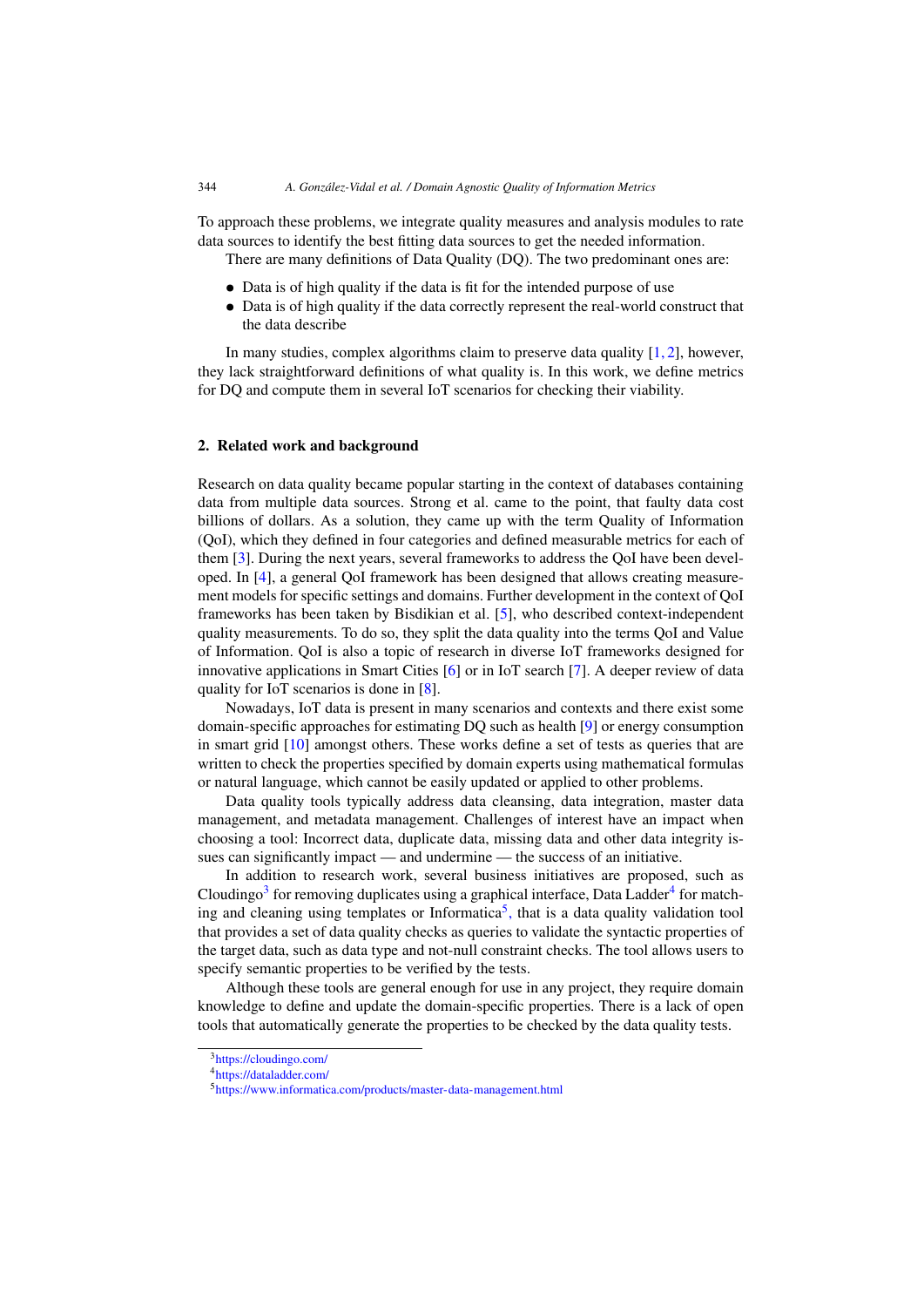To approach these problems, we integrate quality measures and analysis modules to rate data sources to identify the best fitting data sources to get the needed information.

There are many definitions of Data Quality (DQ). The two predominant ones are:

- Data is of high quality if the data is fit for the intended purpose of use
- Data is of high quality if the data correctly represent the real-world construct that the data describe

In many studies, complex algorithms claim to preserve data quality [1, 2], however, they lack straightforward definitions of what quality is. In this work, we define metrics for DQ and compute them in several IoT scenarios for checking their viability.

## 2. Related work and background

Research on data quality became popular starting in the context of databases containing data from multiple data sources. Strong et al. came to the point, that faulty data cost billions of dollars. As a solution, they came up with the term Quality of Information (QoI), which they defined in four categories and defined measurable metrics for each of them [3]. During the next years, several frameworks to address the QoI have been developed. In [4], a general QoI framework has been designed that allows creating measurement models for specific settings and domains. Further development in the context of QoI frameworks has been taken by Bisdikian et al. [5], who described context-independent quality measurements. To do so, they split the data quality into the terms QoI and Value of Information. QoI is also a topic of research in diverse IoT frameworks designed for innovative applications in Smart Cities [6] or in IoT search [7]. A deeper review of data quality for IoT scenarios is done in [8].

Nowadays, IoT data is present in many scenarios and contexts and there exist some domain-specific approaches for estimating DQ such as health [9] or energy consumption in smart grid [10] amongst others. These works define a set of tests as queries that are written to check the properties specified by domain experts using mathematical formulas or natural language, which cannot be easily updated or applied to other problems.

Data quality tools typically address data cleansing, data integration, master data management, and metadata management. Challenges of interest have an impact when choosing a tool: Incorrect data, duplicate data, missing data and other data integrity issues can significantly impact — and undermine — the success of an initiative.

In addition to research work, several business initiatives are proposed, such as Cloudingo[3] for removing duplicates using a graphical interface, Data Ladder[4] for matching and cleaning using templates or Informatica[5], that is a data quality validation tool that provides a set of data quality checks as queries to validate the syntactic properties of the target data, such as data type and not-null constraint checks. The tool allows users to specify semantic properties to be verified by the tests.

Although these tools are general enough for use in any project, they require domain knowledge to define and update the domain-specific properties. There is a lack of open tools that automatically generate the properties to be checked by the data quality tests.

[3] https://cloudingo.com/

[4] https://dataladder.com/

[5] https://www.informatica.com/products/master-data-management.html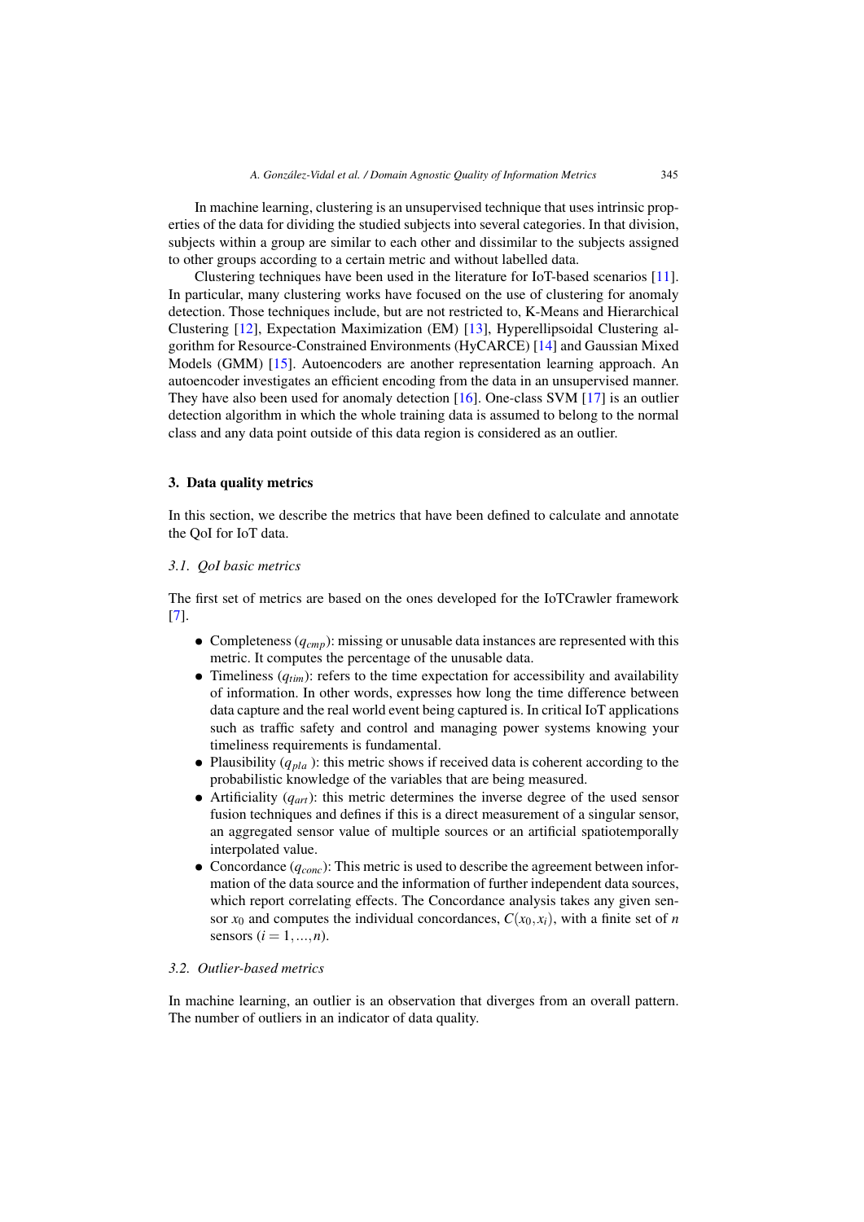In machine learning, clustering is an unsupervised technique that uses intrinsic properties of the data for dividing the studied subjects into several categories. In that division, subjects within a group are similar to each other and dissimilar to the subjects assigned to other groups according to a certain metric and without labelled data.

Clustering techniques have been used in the literature for IoT-based scenarios [11]. In particular, many clustering works have focused on the use of clustering for anomaly detection. Those techniques include, but are not restricted to, K-Means and Hierarchical Clustering [12], Expectation Maximization (EM) [13], Hyperellipsoidal Clustering algorithm for Resource-Constrained Environments (HyCARCE) [14] and Gaussian Mixed Models (GMM) [15]. Autoencoders are another representation learning approach. An autoencoder investigates an efficient encoding from the data in an unsupervised manner. They have also been used for anomaly detection [16]. One-class SVM [17] is an outlier detection algorithm in which the whole training data is assumed to belong to the normal class and any data point outside of this data region is considered as an outlier.

## 3. Data quality metrics

In this section, we describe the metrics that have been defined to calculate and annotate the QoI for IoT data.

### 3.1. QoI basic metrics

The first set of metrics are based on the ones developed for the IoTCrawler framework [7].

- Completeness ($q_{cmp}$): missing or unusable data instances are represented with this metric. It computes the percentage of the unusable data.
- Timeliness ($q_{tim}$): refers to the time expectation for accessibility and availability of information. In other words, expresses how long the time difference between data capture and the real world event being captured is. In critical IoT applications such as traffic safety and control and managing power systems knowing your timeliness requirements is fundamental.
- Plausibility ($q_{pla}$): this metric shows if received data is coherent according to the probabilistic knowledge of the variables that are being measured.
- Artificiality ($q_{art}$): this metric determines the inverse degree of the used sensor fusion techniques and defines if this is a direct measurement of a singular sensor, an aggregated sensor value of multiple sources or an artificial spatiotemporally interpolated value.
- Concordance ($q_{conc}$): This metric is used to describe the agreement between information of the data source and the information of further independent data sources, which report correlating effects. The Concordance analysis takes any given sensor $x_0$ and computes the individual concordances, $C(x_0, x_i)$, with a finite set of $n$ sensors ($i = 1, ..., n$).

### 3.2. Outlier-based metrics

In machine learning, an outlier is an observation that diverges from an overall pattern. The number of outliers in an indicator of data quality.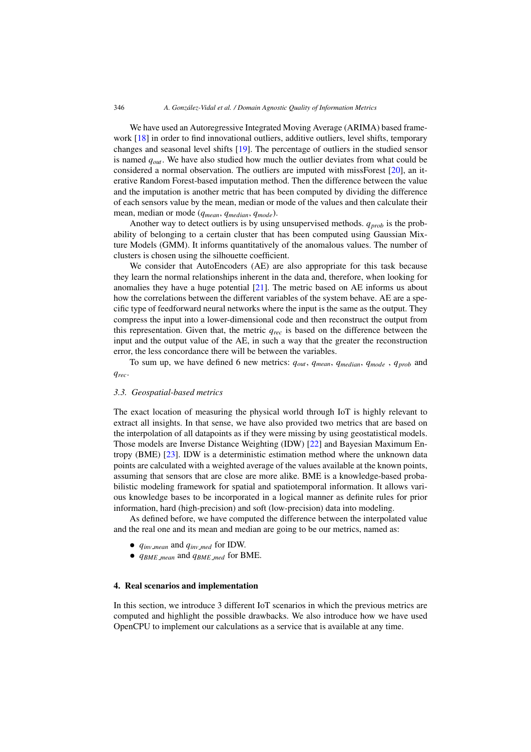We have used an Autoregressive Integrated Moving Average (ARIMA) based framework [18] in order to find innovational outliers, additive outliers, level shifts, temporary changes and seasonal level shifts [19]. The percentage of outliers in the studied sensor is named $q_{out}$. We have also studied how much the outlier deviates from what could be considered a normal observation. The outliers are imputed with missForest [20], an iterative Random Forest-based imputation method. Then the difference between the value and the imputation is another metric that has been computed by dividing the difference of each sensors value by the mean, median or mode of the values and then calculate their mean, median or mode ($q_{mean}$, $q_{median}$, $q_{mode}$).

Another way to detect outliers is by using unsupervised methods. $q_{prob}$ is the probability of belonging to a certain cluster that has been computed using Gaussian Mixture Models (GMM). It informs quantitatively of the anomalous values. The number of clusters is chosen using the silhouette coefficient.

We consider that AutoEncoders (AE) are also appropriate for this task because they learn the normal relationships inherent in the data and, therefore, when looking for anomalies they have a huge potential [21]. The metric based on AE informs us about how the correlations between the different variables of the system behave. AE are a specific type of feedforward neural networks where the input is the same as the output. They compress the input into a lower-dimensional code and then reconstruct the output from this representation. Given that, the metric $q_{rec}$ is based on the difference between the input and the output value of the AE, in such a way that the greater the reconstruction error, the less concordance there will be between the variables.

To sum up, we have defined 6 new metrics: $q_{out}$, $q_{mean}$, $q_{median}$, $q_{mode}$ , $q_{prob}$ and $q_{rec}$.

### 3.3. *Geospatial-based metrics*

The exact location of measuring the physical world through IoT is highly relevant to extract all insights. In that sense, we have also provided two metrics that are based on the interpolation of all datapoints as if they were missing by using geostatistical models. Those models are Inverse Distance Weighting (IDW) [22] and Bayesian Maximum Entropy (BME) [23]. IDW is a deterministic estimation method where the unknown data points are calculated with a weighted average of the values available at the known points, assuming that sensors that are close are more alike. BME is a knowledge-based probabilistic modeling framework for spatial and spatiotemporal information. It allows various knowledge bases to be incorporated in a logical manner as definite rules for prior information, hard (high-precision) and soft (low-precision) data into modeling.

As defined before, we have computed the difference between the interpolated value and the real one and its mean and median are going to be our metrics, named as:

- $q_{inv\_mean}$ and $q_{inv\_med}$ for IDW.
- $q_{BME\_mean}$ and $q_{BME\_med}$ for BME.

## 4. Real scenarios and implementation

In this section, we introduce 3 different IoT scenarios in which the previous metrics are computed and highlight the possible drawbacks. We also introduce how we have used OpenCPU to implement our calculations as a service that is available at any time.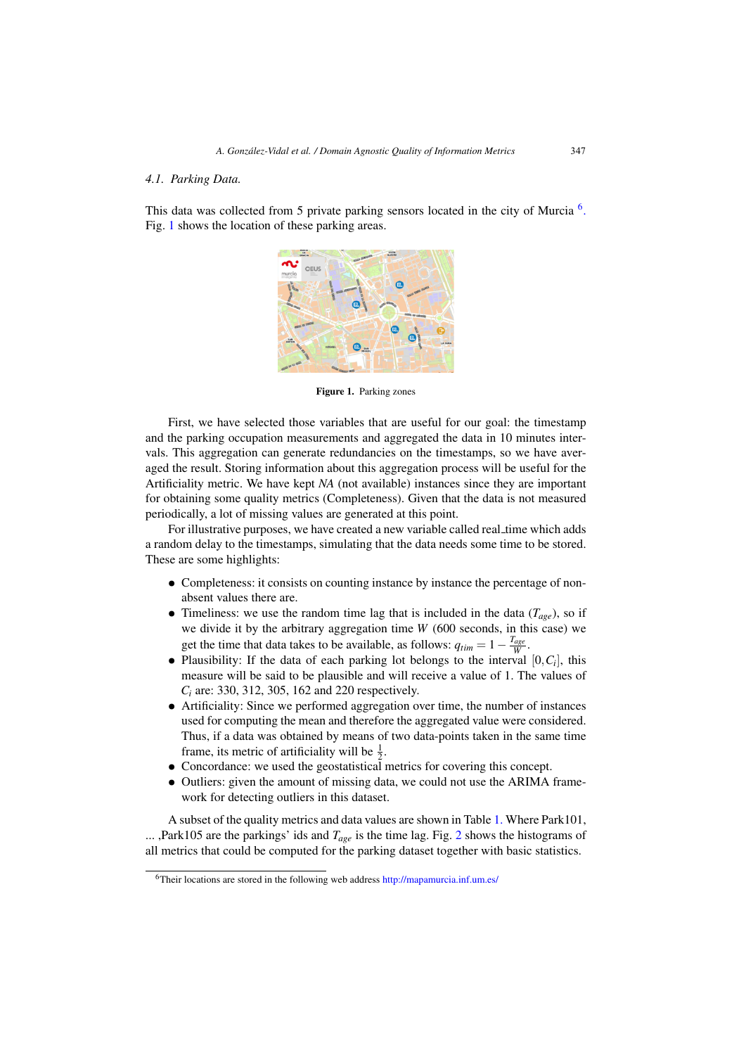### 4.1. Parking Data.

This data was collected from 5 private parking sensors located in the city of Murcia [6]. Fig. 1 shows the location of these parking areas.

**Figure 1.** Parking zones

First, we have selected those variables that are useful for our goal: the timestamp and the parking occupation measurements and aggregated the data in 10 minutes intervals. This aggregation can generate redundancies on the timestamps, so we have averaged the result. Storing information about this aggregation process will be useful for the Artificiality metric. We have kept *NA* (not available) instances since they are important for obtaining some quality metrics (Completeness). Given that the data is not measured periodically, a lot of missing values are generated at this point.

For illustrative purposes, we have created a new variable called real_time which adds a random delay to the timestamps, simulating that the data needs some time to be stored. These are some highlights:

- Completeness: it consists on counting instance by instance the percentage of non-absent values there are.
- Timeliness: we use the random time lag that is included in the data ($T_{age}$), so if we divide it by the arbitrary aggregation time $W$ (600 seconds, in this case) we get the time that data takes to be available, as follows: $q_{tim} = 1 - \frac{T_{age}}{W}$.
- Plausibility: If the data of each parking lot belongs to the interval $[0, C_i]$, this measure will be said to be plausible and will receive a value of 1. The values of $C_i$ are: 330, 312, 305, 162 and 220 respectively.
- Artificiality: Since we performed aggregation over time, the number of instances used for computing the mean and therefore the aggregated value were considered. Thus, if a data was obtained by means of two data-points taken in the same time frame, its metric of artificiality will be $\frac{1}{2}$.
- Concordance: we used the geostatistical metrics for covering this concept.
- Outliers: given the amount of missing data, we could not use the ARIMA framework for detecting outliers in this dataset.

A subset of the quality metrics and data values are shown in Table 1. Where Park101, ... ,Park105 are the parkings' ids and $T_{age}$ is the time lag. Fig. 2 shows the histograms of all metrics that could be computed for the parking dataset together with basic statistics.

[6] Their locations are stored in the following web address http://mapamurcia.inf.um.es/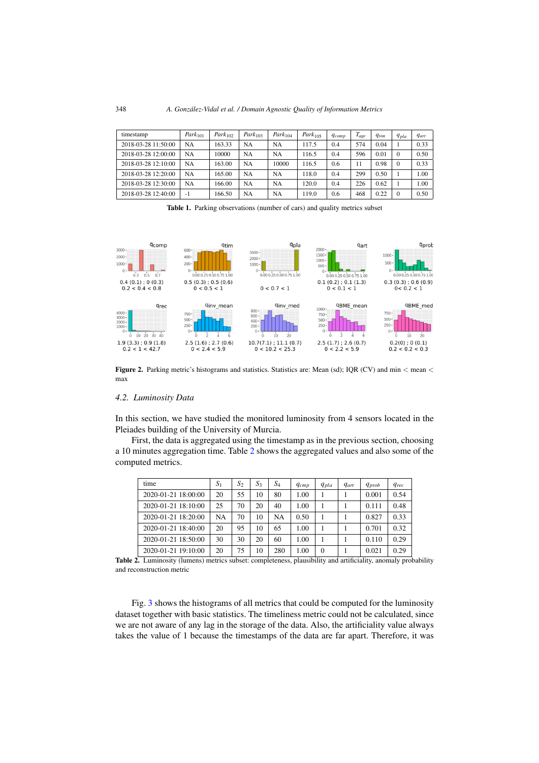| timestamp | $Park_{101}$ | $Park_{102}$ | $Park_{103}$ | $Park_{104}$ | $Park_{105}$ | $q_{comp}$ | $T_{age}$ | $q_{tim}$ | $q_{pla}$ | $q_{art}$ |
|---|---|---|---|---|---|---|---|---|---|---|
| 2018-03-28 11:50:00 | NA | 163.33 | NA | NA | 117.5 | 0.4 | 574 | 0.04 | 1 | 0.33 |
| 2018-03-28 12:00:00 | NA | 10000 | NA | NA | 116.5 | 0.4 | 596 | 0.01 | 0 | 0.50 |
| 2018-03-28 12:10:00 | NA | 163.00 | NA | 10000 | 116.5 | 0.6 | 11 | 0.98 | 0 | 0.33 |
| 2018-03-28 12:20:00 | NA | 165.00 | NA | NA | 118.0 | 0.4 | 299 | 0.50 | 1 | 1.00 |
| 2018-03-28 12:30:00 | NA | 166.00 | NA | NA | 120.0 | 0.4 | 226 | 0.62 | 1 | 1.00 |
| 2018-03-28 12:40:00 | -1 | 166.50 | NA | NA | 119.0 | 0.6 | 468 | 0.22 | 0 | 0.50 |

**Table 1.** Parking observations (number of cars) and quality metrics subset

**Figure 2.** Parking metric's histograms and statistics. Statistics are: Mean (sd); IQR (CV) and min < mean < max

### 4.2. Luminosity Data

In this section, we have studied the monitored luminosity from 4 sensors located in the Pleiades building of the University of Murcia.

First, the data is aggregated using the timestamp as in the previous section, choosing a 10 minutes aggregation time. Table 2 shows the aggregated values and also some of the computed metrics.

| time | $S_1$ | $S_2$ | $S_3$ | $S_4$ | $q_{cmp}$ | $q_{pla}$ | $q_{art}$ | $q_{prob}$ | $q_{rec}$ |
|---|---|---|---|---|---|---|---|---|---|
| 2020-01-21 18:00:00 | 20 | 55 | 10 | 80 | 1.00 | 1 | 1 | 0.001 | 0.54 |
| 2020-01-21 18:10:00 | 25 | 70 | 20 | 40 | 1.00 | 1 | 1 | 0.111 | 0.48 |
| 2020-01-21 18:20:00 | NA | 70 | 10 | NA | 0.50 | 1 | 1 | 0.827 | 0.33 |
| 2020-01-21 18:40:00 | 20 | 95 | 10 | 65 | 1.00 | 1 | 1 | 0.701 | 0.32 |
| 2020-01-21 18:50:00 | 30 | 30 | 20 | 60 | 1.00 | 1 | 1 | 0.110 | 0.29 |
| 2020-01-21 19:10:00 | 20 | 75 | 10 | 280 | 1.00 | 0 | 1 | 0.021 | 0.29 |

**Table 2.** Luminosity (lumens) metrics subset: completeness, plausibility and artificiality, anomaly probability and reconstruction metric

Fig. 3 shows the histograms of all metrics that could be computed for the luminosity dataset together with basic statistics. The timeliness metric could not be calculated, since we are not aware of any lag in the storage of the data. Also, the artificiality value always takes the value of 1 because the timestamps of the data are far apart. Therefore, it was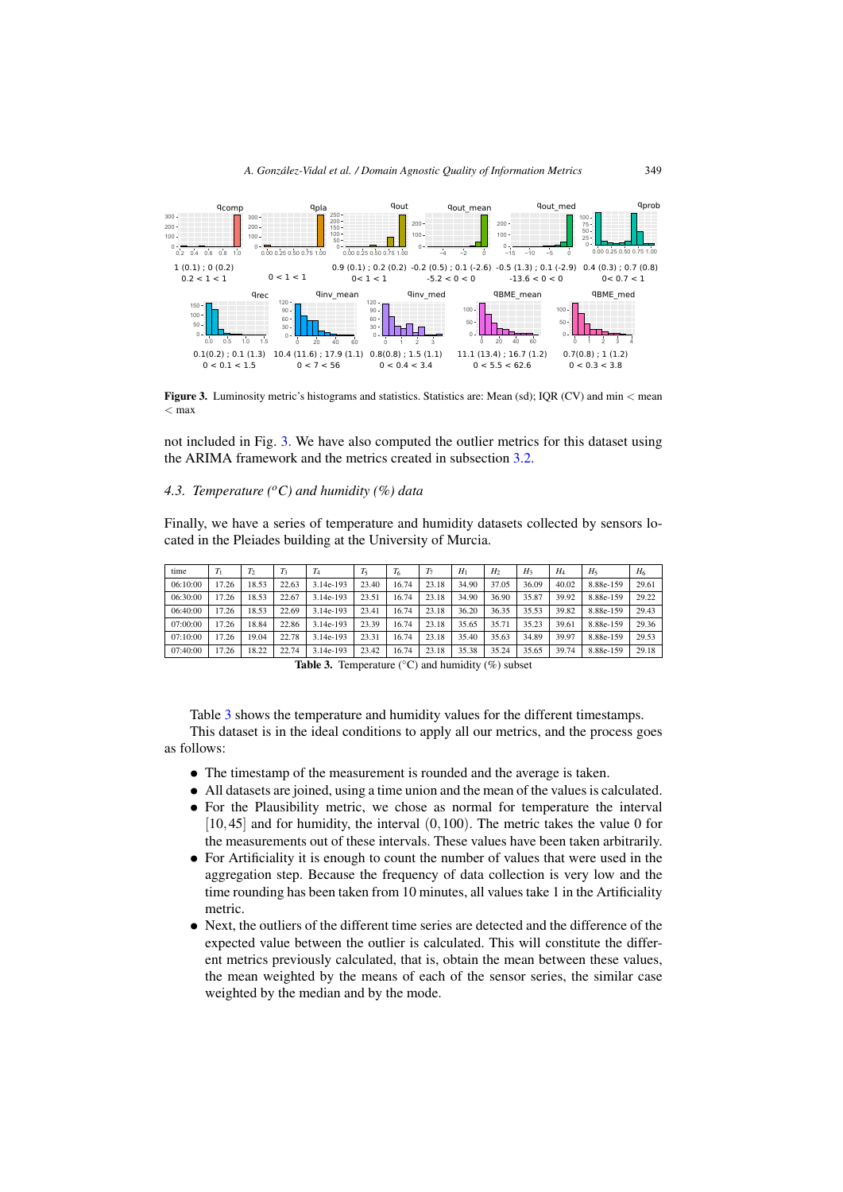**Figure 3.** Luminosity metric's histograms and statistics. Statistics are: Mean (sd); IQR (CV) and min < mean < max

not included in Fig. 3. We have also computed the outlier metrics for this dataset using the ARIMA framework and the metrics created in subsection 3.2.

### 4.3. Temperature ($^oC$) and humidity (%) data

Finally, we have a series of temperature and humidity datasets collected by sensors located in the Pleiades building at the University of Murcia.

| time | $T_1$ | $T_2$ | $T_3$ | $T_4$ | $T_5$ | $T_6$ | $T_7$ | $H_1$ | $H_2$ | $H_3$ | $H_4$ | $H_5$ | $H_6$ |
|---|---|---|---|---|---|---|---|---|---|---|---|---|---|
| 06:10:00 | 17.26 | 18.53 | 22.63 | 3.14e-193 | 23.40 | 16.74 | 23.18 | 34.90 | 37.05 | 36.09 | 40.02 | 8.88e-159 | 29.61 |
| 06:30:00 | 17.26 | 18.53 | 22.67 | 3.14e-193 | 23.51 | 16.74 | 23.18 | 34.90 | 36.90 | 35.87 | 39.92 | 8.88e-159 | 29.22 |
| 06:40:00 | 17.26 | 18.53 | 22.69 | 3.14e-193 | 23.41 | 16.74 | 23.18 | 36.20 | 36.35 | 35.53 | 39.82 | 8.88e-159 | 29.43 |
| 07:00:00 | 17.26 | 18.84 | 22.86 | 3.14e-193 | 23.39 | 16.74 | 23.18 | 35.65 | 35.71 | 35.23 | 39.61 | 8.88e-159 | 29.36 |
| 07:10:00 | 17.26 | 19.04 | 22.78 | 3.14e-193 | 23.31 | 16.74 | 23.18 | 35.40 | 35.63 | 34.89 | 39.97 | 8.88e-159 | 29.53 |
| 07:40:00 | 17.26 | 18.22 | 22.74 | 3.14e-193 | 23.42 | 16.74 | 23.18 | 35.38 | 35.24 | 35.65 | 39.74 | 8.88e-159 | 29.18 |

**Table 3.** Temperature (°C) and humidity (%) subset

Table 3 shows the temperature and humidity values for the different timestamps.

This dataset is in the ideal conditions to apply all our metrics, and the process goes as follows:

- The timestamp of the measurement is rounded and the average is taken.
- All datasets are joined, using a time union and the mean of the values is calculated.
- For the Plausibility metric, we chose as normal for temperature the interval $[10,45]$ and for humidity, the interval $(0,100)$. The metric takes the value 0 for the measurements out of these intervals. These values have been taken arbitrarily.
- For Artificiality it is enough to count the number of values that were used in the aggregation step. Because the frequency of data collection is very low and the time rounding has been taken from 10 minutes, all values take 1 in the Artificiality metric.
- Next, the outliers of the different time series are detected and the difference of the expected value between the outlier is calculated. This will constitute the different metrics previously calculated, that is, obtain the mean between these values, the mean weighted by the means of each of the sensor series, the similar case weighted by the median and by the mode.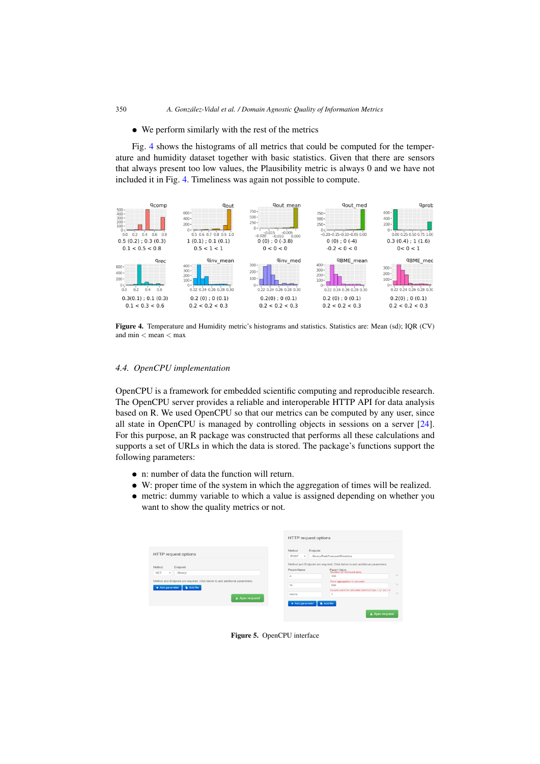- We perform similarly with the rest of the metrics

Fig. 4 shows the histograms of all metrics that could be computed for the temperature and humidity dataset together with basic statistics. Given that there are sensors that always present too low values, the Plausibility metric is always 0 and we have not included it in Fig. 4. Timeliness was again not possible to compute.

**Figure 4.** Temperature and Humidity metric's histograms and statistics. Statistics are: Mean (sd); IQR (CV) and min < mean < max

### 4.4. *OpenCPU implementation*

OpenCPU is a framework for embedded scientific computing and reproducible research. The OpenCPU server provides a reliable and interoperable HTTP API for data analysis based on R. We used OpenCPU so that our metrics can be computed by any user, since all state in OpenCPU is managed by controlling objects in sessions on a server [24]. For this purpose, an R package was constructed that performs all these calculations and supports a set of URLs in which the data is stored. The package's functions support the following parameters:

- n: number of data the function will return.
- W: proper time of the system in which the aggregation of times will be realized.
- metric: dummy variable to which a value is assigned depending on whether you want to show the quality metrics or not.

**Figure 5.** OpenCPU interface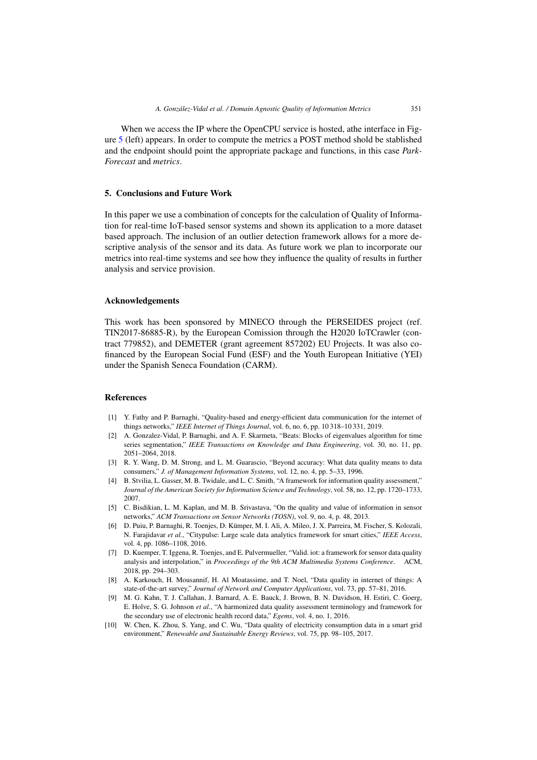When we access the IP where the OpenCPU service is hosted, athe interface in Figure 5 (left) appears. In order to compute the metrics a POST method shold be stablished and the endpoint should point the appropriate package and functions, in this case *Park-Forecast* and *metrics*.

## 5. Conclusions and Future Work

In this paper we use a combination of concepts for the calculation of Quality of Information for real-time IoT-based sensor systems and shown its application to a more dataset based approach. The inclusion of an outlier detection framework allows for a more descriptive analysis of the sensor and its data. As future work we plan to incorporate our metrics into real-time systems and see how they influence the quality of results in further analysis and service provision.

## Acknowledgements

This work has been sponsored by MINECO through the PERSEIDES project (ref. TIN2017-86885-R), by the European Comission through the H2020 IoTCrawler (contract 779852), and DEMETER (grant agreement 857202) EU Projects. It was also co-financed by the European Social Fund (ESF) and the Youth European Initiative (YEI) under the Spanish Seneca Foundation (CARM).

## References

[1] Y. Fathy and P. Barnaghi, "Quality-based and energy-efficient data communication for the internet of things networks," *IEEE Internet of Things Journal*, vol. 6, no. 6, pp. 10 318–10 331, 2019.

[2] A. Gonzalez-Vidal, P. Barnaghi, and A. F. Skarmeta, "Beats: Blocks of eigenvalues algorithm for time series segmentation," *IEEE Transactions on Knowledge and Data Engineering*, vol. 30, no. 11, pp. 2051–2064, 2018.

[3] R. Y. Wang, D. M. Strong, and L. M. Guarascio, "Beyond accuracy: What data quality means to data consumers," *J. of Management Information Systems*, vol. 12, no. 4, pp. 5–33, 1996.

[4] B. Stvilia, L. Gasser, M. B. Twidale, and L. C. Smith, "A framework for information quality assessment," *Journal of the American Society for Information Science and Technology*, vol. 58, no. 12, pp. 1720–1733, 2007.

[5] C. Bisdikian, L. M. Kaplan, and M. B. Srivastava, "On the quality and value of information in sensor networks," *ACM Transactions on Sensor Networks (TOSN)*, vol. 9, no. 4, p. 48, 2013.

[6] D. Puiu, P. Barnaghi, R. Toenjes, D. Kümper, M. I. Ali, A. Mileo, J. X. Parreira, M. Fischer, S. Kolozali, N. Farajidavar *et al.*, "Citypulse: Large scale data analytics framework for smart cities," *IEEE Access*, vol. 4, pp. 1086–1108, 2016.

[7] D. Kuemper, T. Iggena, R. Toenjes, and E. Pulvermueller, "Valid. iot: a framework for sensor data quality analysis and interpolation," in *Proceedings of the 9th ACM Multimedia Systems Conference*. ACM, 2018, pp. 294–303.

[8] A. Karkouch, H. Mousannif, H. Al Moatassime, and T. Noel, "Data quality in internet of things: A state-of-the-art survey," *Journal of Network and Computer Applications*, vol. 73, pp. 57–81, 2016.

[9] M. G. Kahn, T. J. Callahan, J. Barnard, A. E. Bauck, J. Brown, B. N. Davidson, H. Estiri, C. Goerg, E. Holve, S. G. Johnson *et al.*, "A harmonized data quality assessment terminology and framework for the secondary use of electronic health record data," *Egems*, vol. 4, no. 1, 2016.

[10] W. Chen, K. Zhou, S. Yang, and C. Wu, "Data quality of electricity consumption data in a smart grid environment," *Renewable and Sustainable Energy Reviews*, vol. 75, pp. 98–105, 2017.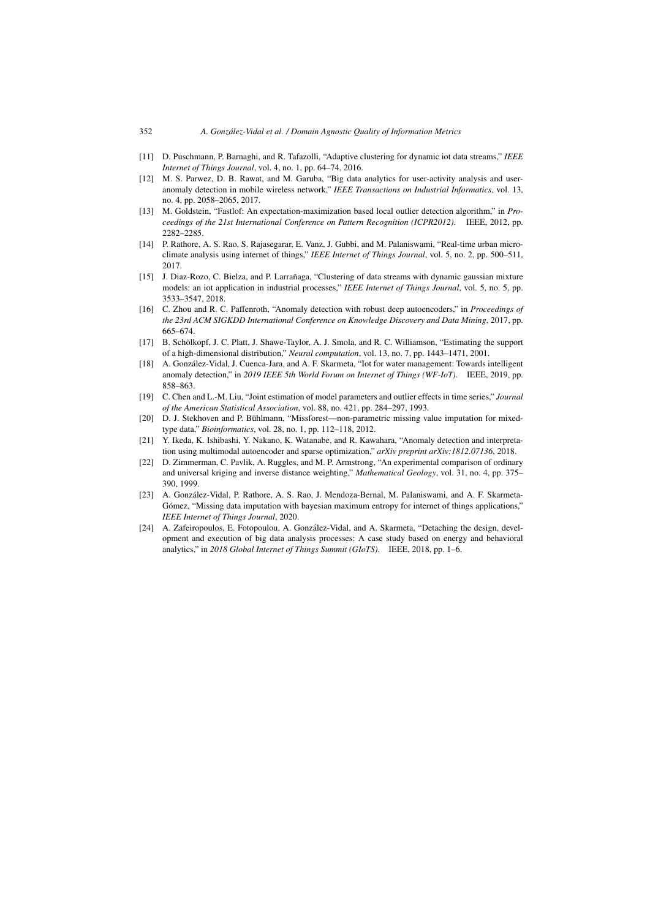[11] D. Puschmann, P. Barnaghi, and R. Tafazolli, "Adaptive clustering for dynamic iot data streams," *IEEE Internet of Things Journal*, vol. 4, no. 1, pp. 64–74, 2016.

[12] M. S. Parwez, D. B. Rawat, and M. Garuba, "Big data analytics for user-activity analysis and user-anomaly detection in mobile wireless network," *IEEE Transactions on Industrial Informatics*, vol. 13, no. 4, pp. 2058–2065, 2017.

[13] M. Goldstein, "Fastlof: An expectation-maximization based local outlier detection algorithm," in *Proceedings of the 21st International Conference on Pattern Recognition (ICPR2012)*. IEEE, 2012, pp. 2282–2285.

[14] P. Rathore, A. S. Rao, S. Rajasegarar, E. Vanz, J. Gubbi, and M. Palaniswami, "Real-time urban microclimate analysis using internet of things," *IEEE Internet of Things Journal*, vol. 5, no. 2, pp. 500–511, 2017.

[15] J. Diaz-Rozo, C. Bielza, and P. Larrañaga, "Clustering of data streams with dynamic gaussian mixture models: an iot application in industrial processes," *IEEE Internet of Things Journal*, vol. 5, no. 5, pp. 3533–3547, 2018.

[16] C. Zhou and R. C. Paffenroth, "Anomaly detection with robust deep autoencoders," in *Proceedings of the 23rd ACM SIGKDD International Conference on Knowledge Discovery and Data Mining*, 2017, pp. 665–674.

[17] B. Schölkopf, J. C. Platt, J. Shawe-Taylor, A. J. Smola, and R. C. Williamson, "Estimating the support of a high-dimensional distribution," *Neural computation*, vol. 13, no. 7, pp. 1443–1471, 2001.

[18] A. González-Vidal, J. Cuenca-Jara, and A. F. Skarmeta, "Iot for water management: Towards intelligent anomaly detection," in *2019 IEEE 5th World Forum on Internet of Things (WF-IoT)*. IEEE, 2019, pp. 858–863.

[19] C. Chen and L.-M. Liu, "Joint estimation of model parameters and outlier effects in time series," *Journal of the American Statistical Association*, vol. 88, no. 421, pp. 284–297, 1993.

[20] D. J. Stekhoven and P. Bühlmann, "Missforest—non-parametric missing value imputation for mixed-type data," *Bioinformatics*, vol. 28, no. 1, pp. 112–118, 2012.

[21] Y. Ikeda, K. Ishibashi, Y. Nakano, K. Watanabe, and R. Kawahara, "Anomaly detection and interpretation using multimodal autoencoder and sparse optimization," *arXiv preprint arXiv:1812.07136*, 2018.

[22] D. Zimmerman, C. Pavlik, A. Ruggles, and M. P. Armstrong, "An experimental comparison of ordinary and universal kriging and inverse distance weighting," *Mathematical Geology*, vol. 31, no. 4, pp. 375–390, 1999.

[23] A. González-Vidal, P. Rathore, A. S. Rao, J. Mendoza-Bernal, M. Palaniswami, and A. F. Skarmeta-Gómez, "Missing data imputation with bayesian maximum entropy for internet of things applications," *IEEE Internet of Things Journal*, 2020.

[24] A. Zafeiropoulos, E. Fotopoulou, A. González-Vidal, and A. Skarmeta, "Detaching the design, development and execution of big data analysis processes: A case study based on energy and behavioral analytics," in *2018 Global Internet of Things Summit (GIoTS)*. IEEE, 2018, pp. 1–6.